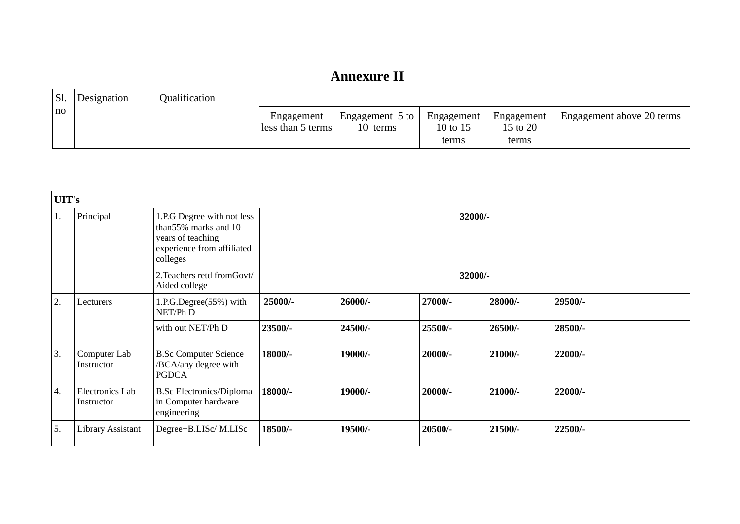# Annexure II

| Sl. no | Designation | Qualification | Engagement less than 5 terms | Engagement 5 to 10 terms | Engagement 10 to 15 terms | Engagement 15 to 20 terms | Engagement above 20 terms |
|---|---|---|---|---|---|---|---|
| **UIT's** | | | | | | | |
| 1. | Principal | 1.P.G Degree with not less than55% marks and 10 years of teaching experience from affiliated colleges | **32000/-** | | | | |
| | | 2.Teachers retd fromGovt/ Aided college | **32000/-** | | | | |
| 2. | Lecturers | 1.P.G.Degree(55%) with NET/Ph D | **25000/-** | **26000/-** | **27000/-** | **28000/-** | **29500/-** |
| | | with out NET/Ph D | **23500/-** | **24500/-** | **25500/-** | **26500/-** | **28500/-** |
| 3. | Computer Lab Instructor | B.Sc Computer Science /BCA/any degree with PGDCA | **18000/-** | **19000/-** | **20000/-** | **21000/-** | **22000/-** |
| 4. | Electronics Lab Instructor | B.Sc Electronics/Diploma in Computer hardware engineering | **18000/-** | **19000/-** | **20000/-** | **21000/-** | **22000/-** |
| 5. | Library Assistant | Degree+B.LISc/ M.LISc | **18500/-** | **19500/-** | **20500/-** | **21500/-** | **22500/-** |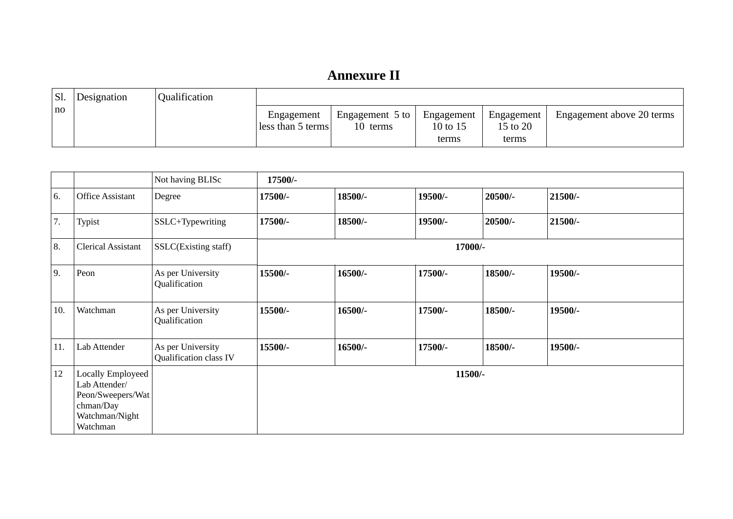# Annexure II

| Sl. no | Designation | Qualification | Engagement less than 5 terms | Engagement 5 to 10 terms | Engagement 10 to 15 terms | Engagement 15 to 20 terms | Engagement above 20 terms |
|---|---|---|---|---|---|---|---|
| | | Not having BLISc | **17500/-** | | | | |
| 6. | Office Assistant | Degree | **17500/-** | **18500/-** | **19500/-** | **20500/-** | **21500/-** |
| 7. | Typist | SSLC+Typewriting | **17500/-** | **18500/-** | **19500/-** | **20500/-** | **21500/-** |
| 8. | Clerical Assistant | SSLC(Existing staff) | **17000/-** | | | | |
| 9. | Peon | As per University Qualification | **15500/-** | **16500/-** | **17500/-** | **18500/-** | **19500/-** |
| 10. | Watchman | As per University Qualification | **15500/-** | **16500/-** | **17500/-** | **18500/-** | **19500/-** |
| 11. | Lab Attender | As per University Qualification class IV | **15500/-** | **16500/-** | **17500/-** | **18500/-** | **19500/-** |
| 12 | Locally Employeed Lab Attender/ Peon/Sweepers/Watchman/Day Watchman/Night Watchman | | **11500/-** | | | | |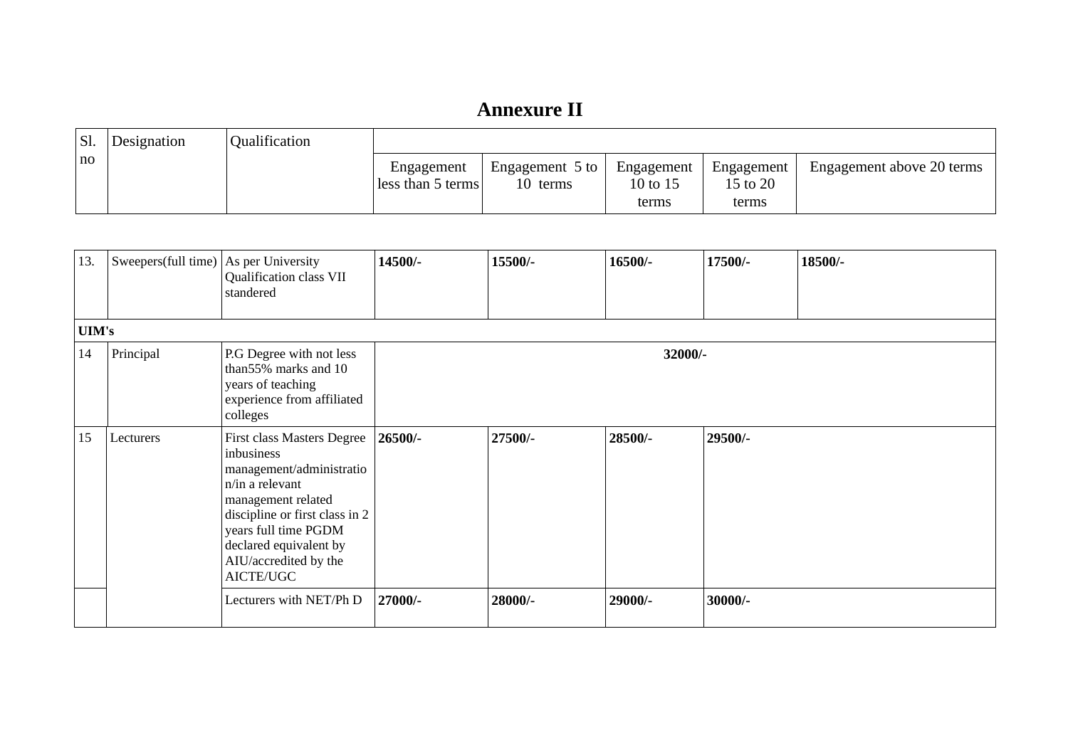# Annexure II

| Sl. no | Designation | Qualification | Engagement less than 5 terms | Engagement 5 to 10 terms | Engagement 10 to 15 terms | Engagement 15 to 20 terms | Engagement above 20 terms |
|---|---|---|---|---|---|---|---|
| 13. | Sweepers(full time) | As per University Qualification class VII standered | **14500/-** | **15500/-** | **16500/-** | **17500/-** | **18500/-** |
| **UIM's** | | | | | | | |
| 14 | Principal | P.G Degree with not less than55% marks and 10 years of teaching experience from affiliated colleges | **32000/-** | | | | |
| 15 | Lecturers | First class Masters Degree inbusiness management/administration/in a relevant management related discipline or first class in 2 years full time PGDM declared equivalent by AIU/accredited by the AICTE/UGC | **26500/-** | **27500/-** | **28500/-** | **29500/-** | |
| | | Lecturers with NET/Ph D | **27000/-** | **28000/-** | **29000/-** | **30000/-** | |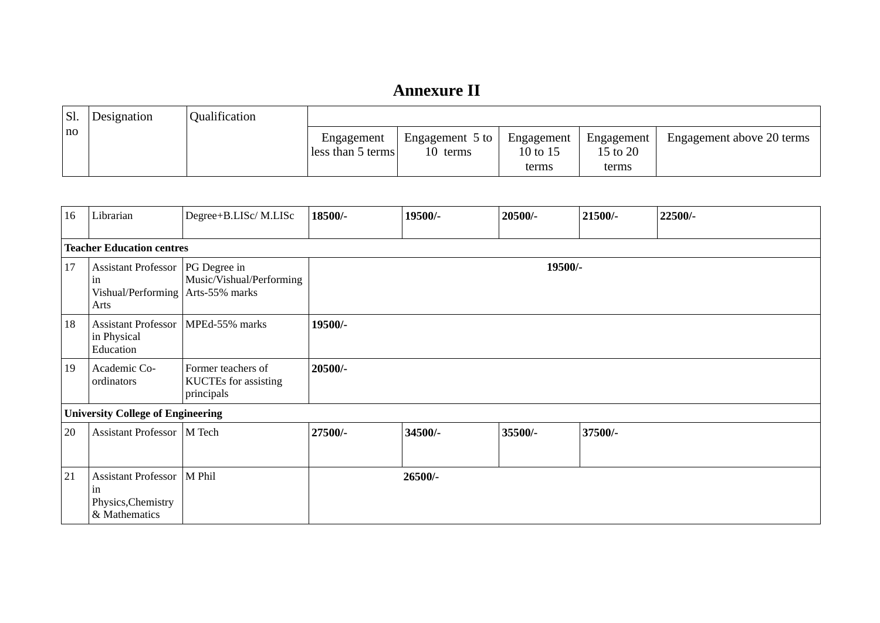## Annexure II

| Sl. no | Designation | Qualification | Engagement less than 5 terms | Engagement 5 to 10 terms | Engagement 10 to 15 terms | Engagement 15 to 20 terms | Engagement above 20 terms |
|---|---|---|---|---|---|---|---|
| 16 | Librarian | Degree+B.LISc/ M.LISc | **18500/-** | **19500/-** | **20500/-** | **21500/-** | **22500/-** |
| **Teacher Education centres** | | | | | | | |
| 17 | Assistant Professor in Vishual/Performing Arts | PG Degree in Music/Vishual/Performing Arts-55% marks | **19500/-** | | | | |
| 18 | Assistant Professor in Physical Education | MPEd-55% marks | **19500/-** | | | | |
| 19 | Academic Co-ordinators | Former teachers of KUCTEs for assisting principals | **20500/-** | | | | |
| **University College of Engineering** | | | | | | | |
| 20 | Assistant Professor | M Tech | **27500/-** | **34500/-** | **35500/-** | **37500/-** | |
| 21 | Assistant Professor in Physics,Chemistry & Mathematics | M Phil | **26500/-** | | | | |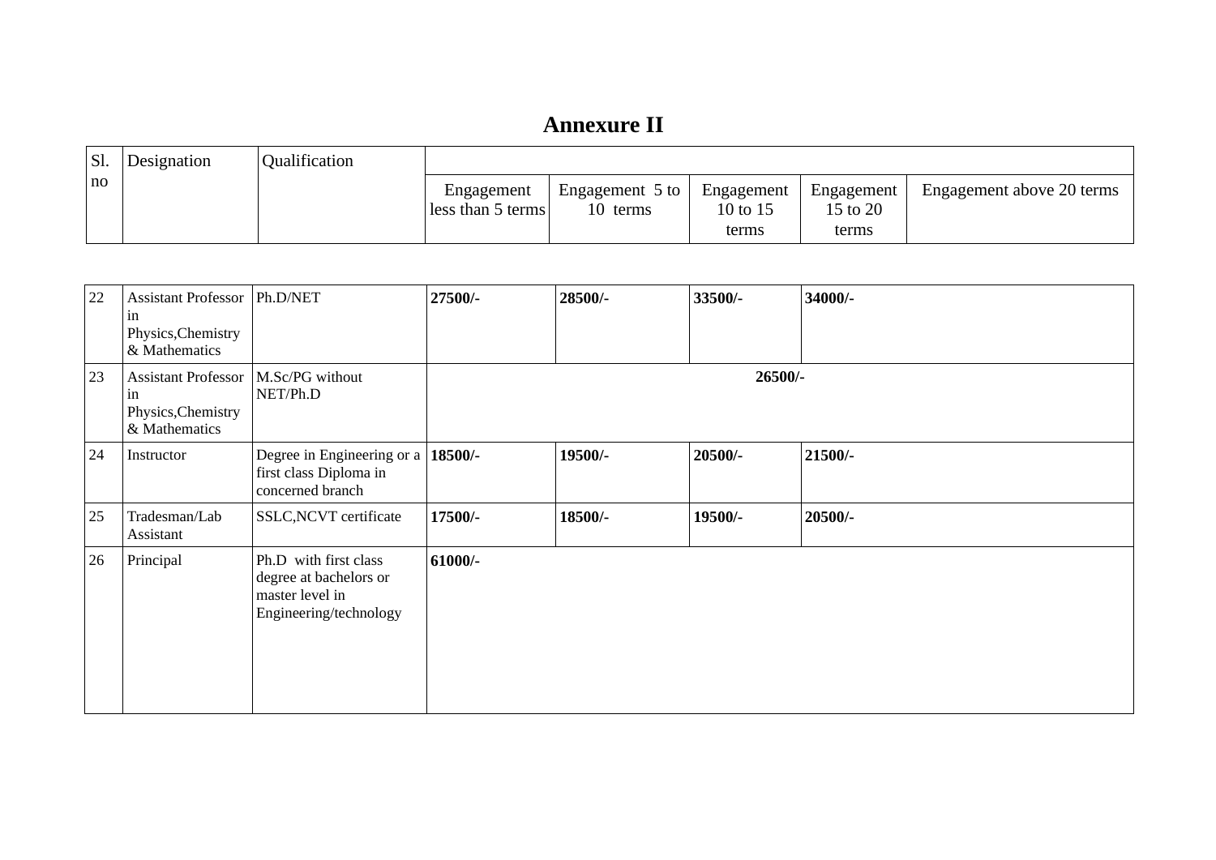# Annexure II

| Sl. no | Designation | Qualification | Engagement less than 5 terms | Engagement 5 to 10 terms | Engagement 10 to 15 terms | Engagement 15 to 20 terms | Engagement above 20 terms |
|---|---|---|---|---|---|---|---|
| 22 | Assistant Professor in Physics,Chemistry & Mathematics | Ph.D/NET | **27500/-** | **28500/-** | **33500/-** | **34000/-** | |
| 23 | Assistant Professor in Physics,Chemistry & Mathematics | M.Sc/PG without NET/Ph.D | **26500/-** | | | | |
| 24 | Instructor | Degree in Engineering or a first class Diploma in concerned branch | **18500/-** | **19500/-** | **20500/-** | **21500/-** | |
| 25 | Tradesman/Lab Assistant | SSLC,NCVT certificate | **17500/-** | **18500/-** | **19500/-** | **20500/-** | |
| 26 | Principal | Ph.D with first class degree at bachelors or master level in Engineering/technology | **61000/-** | | | | |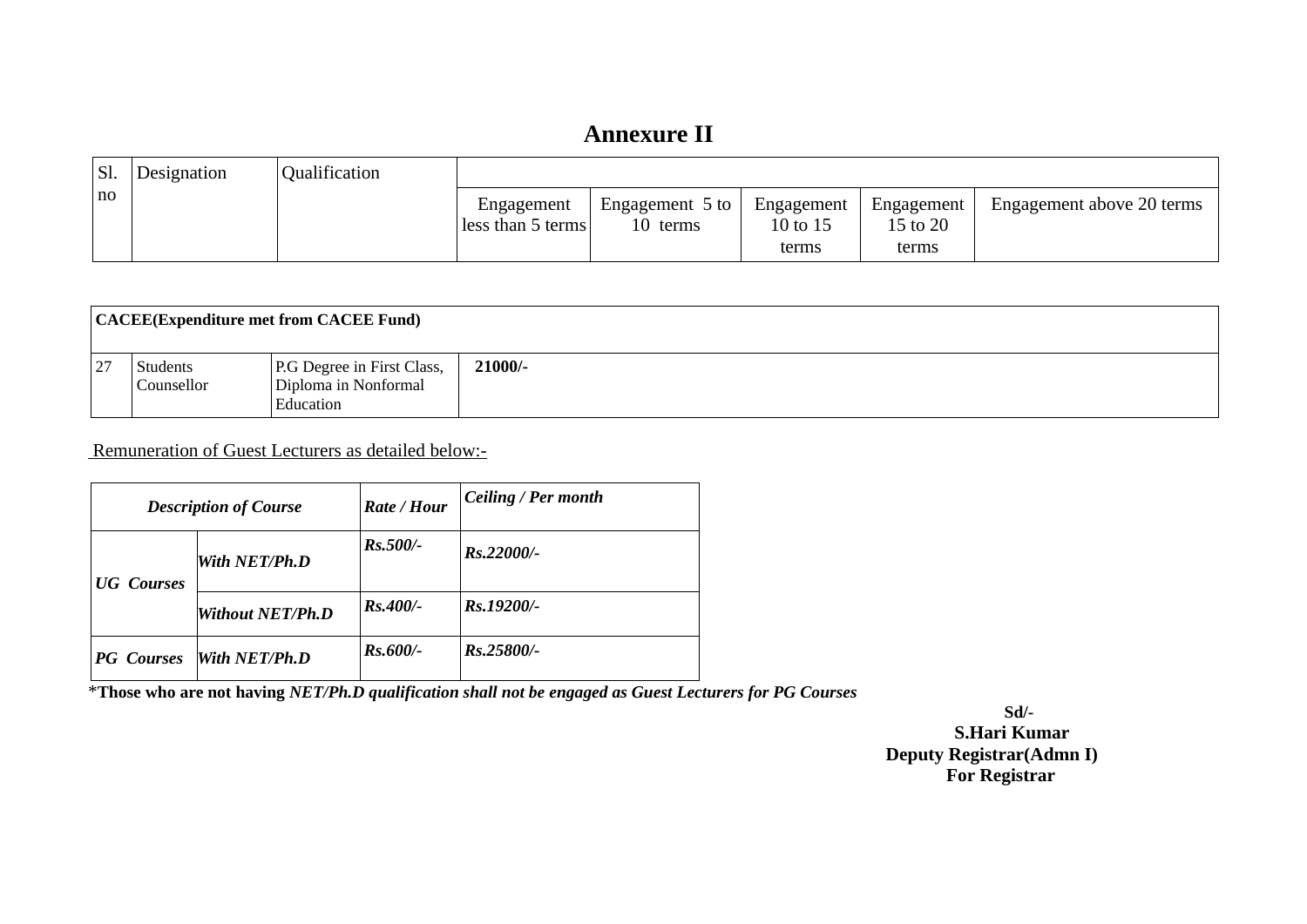# Annexure II

| Sl. no | Designation | Qualification | Engagement less than 5 terms | Engagement 5 to 10 terms | Engagement 10 to 15 terms | Engagement 15 to 20 terms | Engagement above 20 terms |
|---|---|---|---|---|---|---|---|
| **CACEE(Expenditure met from CACEE Fund)** | | | | | | | |
| 27 | Students Counsellor | P.G Degree in First Class, Diploma in Nonformal Education | **21000/-** | | | | |

Remuneration of Guest Lecturers as detailed below:-

| ***Description of Course*** | | ***Rate / Hour*** | ***Ceiling / Per month*** |
|---|---|---|---|
| ***UG Courses*** | ***With NET/Ph.D*** | ***Rs.500/-*** | ***Rs.22000/-*** |
| | ***Without NET/Ph.D*** | ***Rs.400/-*** | ***Rs.19200/-*** |
| ***PG Courses*** | ***With NET/Ph.D*** | ***Rs.600/-*** | ***Rs.25800/-*** |

*__Those who are not having__ ***NET/Ph.D qualification shall not be engaged as Guest Lecturers for PG Courses***

**Sd/-**
**S.Hari Kumar**
**Deputy Registrar(Admn I)**
**For Registrar**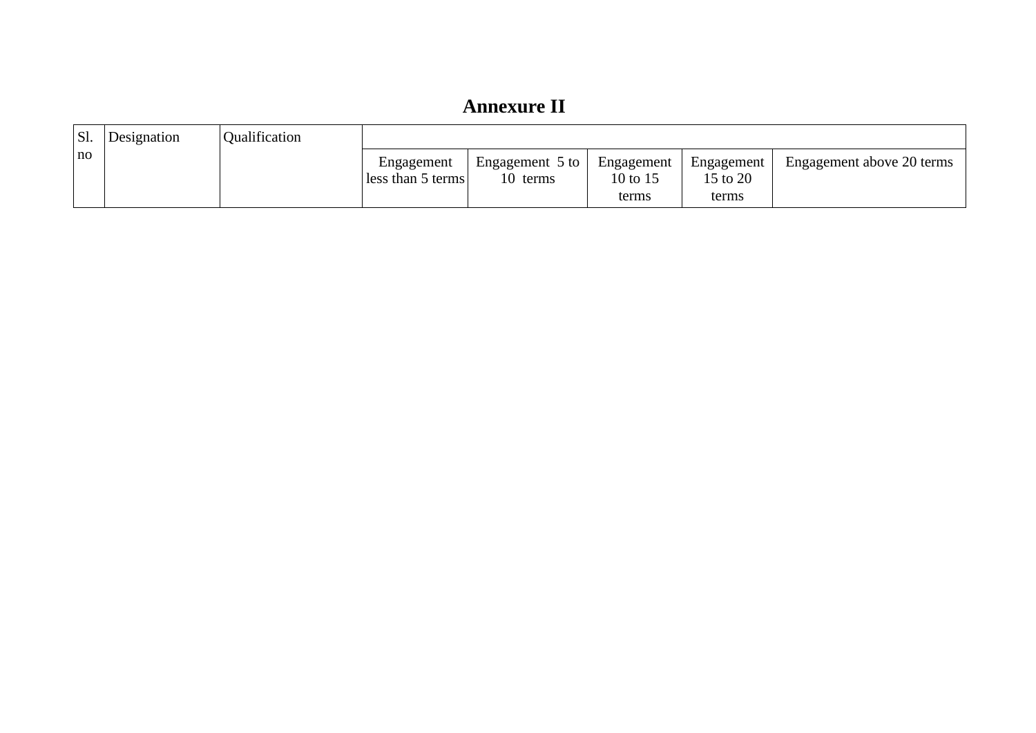# Annexure II

| Sl. no | Designation | Qualification | | | | | |
|---|---|---|---|---|---|---|---|
| | | | Engagement less than 5 terms | Engagement 5 to 10 terms | Engagement 10 to 15 terms | Engagement 15 to 20 terms | Engagement above 20 terms |